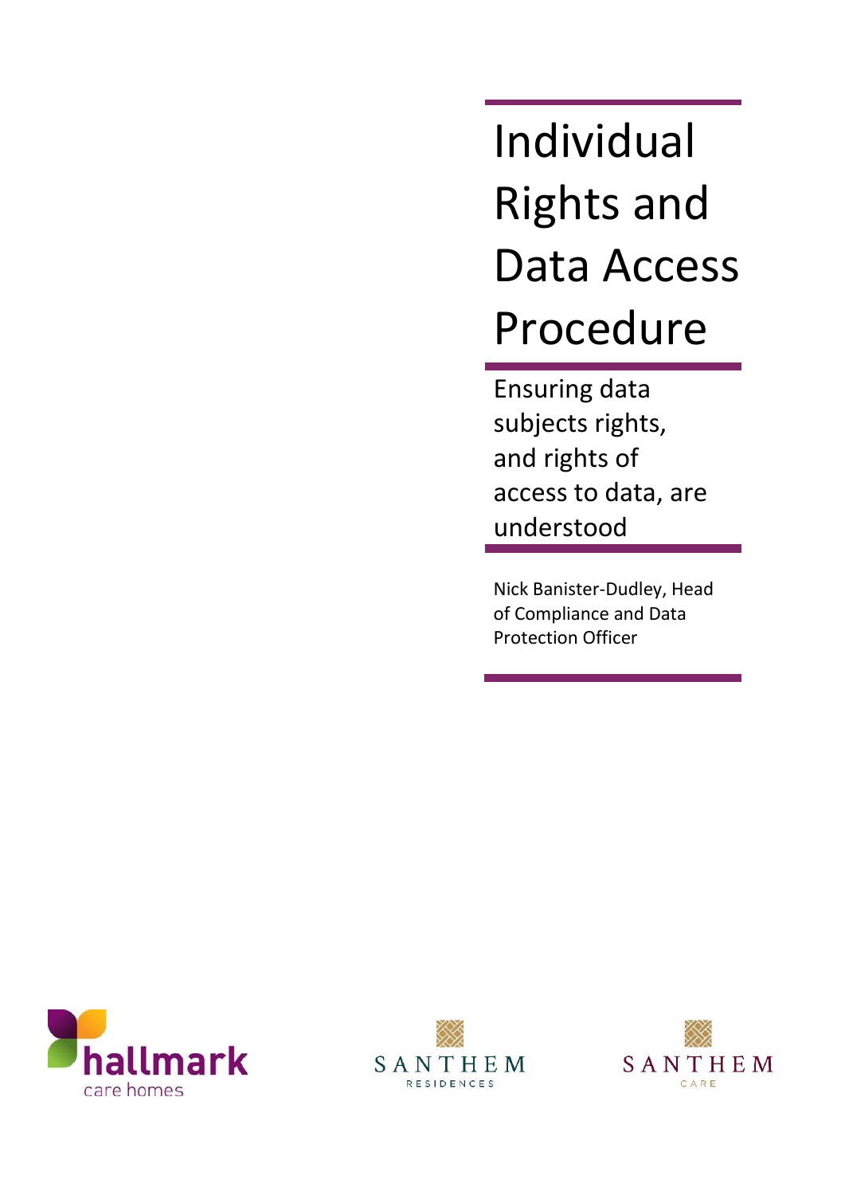# Individual Rights and Data Access Procedure

Ensuring data subjects rights, and rights of access to data, are understood

Nick Banister-Dudley, Head of Compliance and Data Protection Officer

hallmark care homes

SANTHEM RESIDENCES

SANTHEM CARE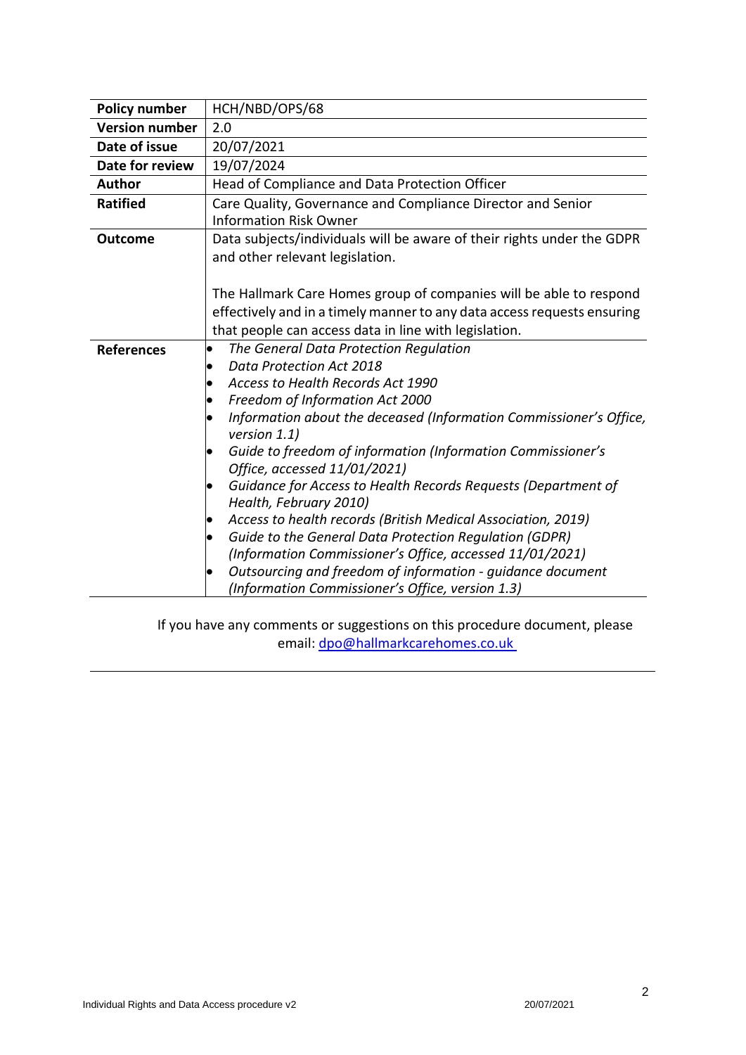| **Policy number** | HCH/NBD/OPS/68 |
| --- | --- |
| **Version number** | 2.0 |
| **Date of issue** | 20/07/2021 |
| **Date for review** | 19/07/2024 |
| **Author** | Head of Compliance and Data Protection Officer |
| **Ratified** | Care Quality, Governance and Compliance Director and Senior Information Risk Owner |
| **Outcome** | Data subjects/individuals will be aware of their rights under the GDPR and other relevant legislation.<br><br>The Hallmark Care Homes group of companies will be able to respond effectively and in a timely manner to any data access requests ensuring that people can access data in line with legislation. |
| **References** | • *The General Data Protection Regulation*<br>• *Data Protection Act 2018*<br>• *Access to Health Records Act 1990*<br>• *Freedom of Information Act 2000*<br>• *Information about the deceased (Information Commissioner's Office, version 1.1)*<br>• *Guide to freedom of information (Information Commissioner's Office, accessed 11/01/2021)*<br>• *Guidance for Access to Health Records Requests (Department of Health, February 2010)*<br>• *Access to health records (British Medical Association, 2019)*<br>• *Guide to the General Data Protection Regulation (GDPR) (Information Commissioner's Office, accessed 11/01/2021)*<br>• *Outsourcing and freedom of information - guidance document (Information Commissioner's Office, version 1.3)* |

If you have any comments or suggestions on this procedure document, please email: dpo@hallmarkcarehomes.co.uk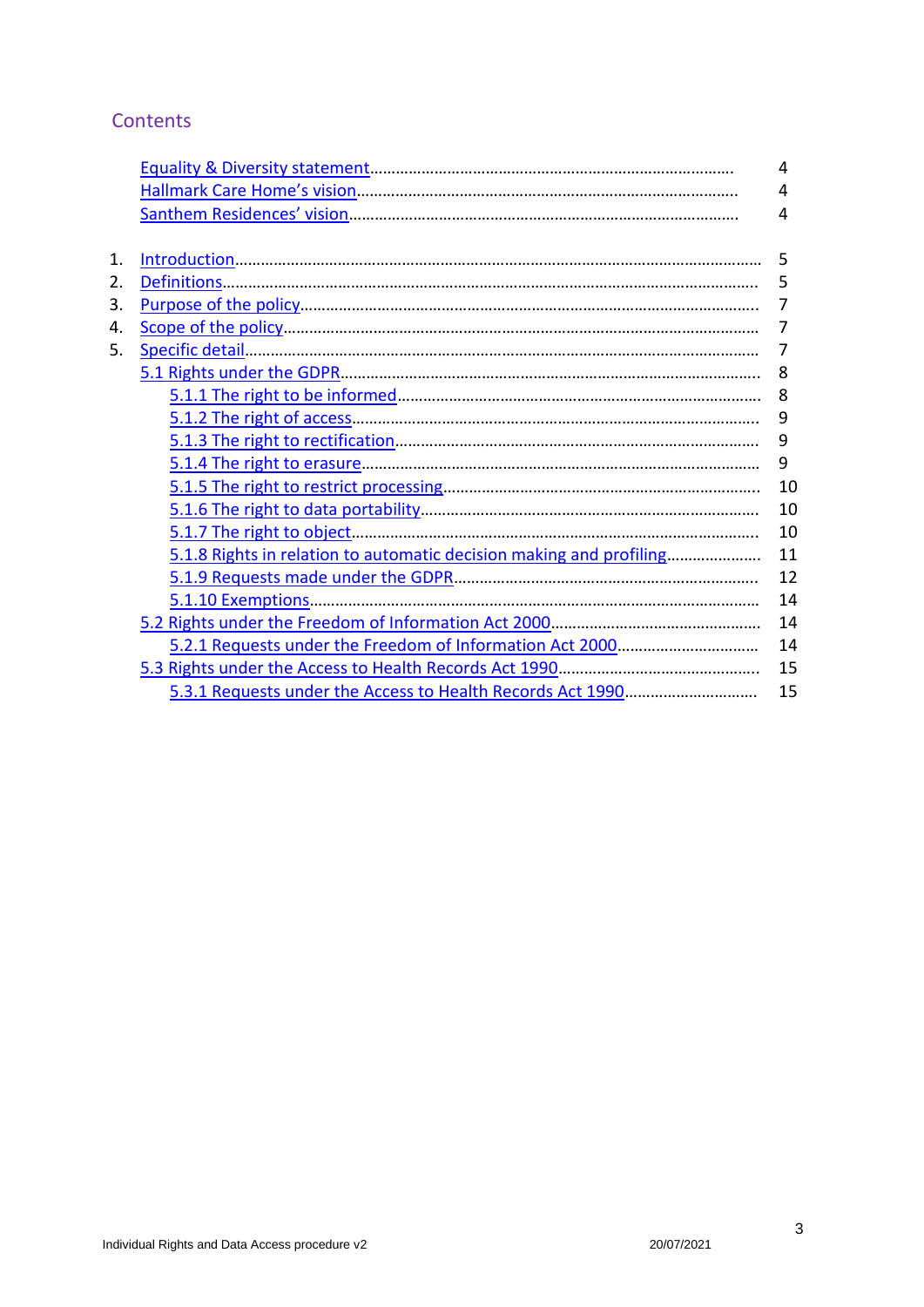## Contents

| | | |
|---|---|---|
| | Equality & Diversity statement | 4 |
| | Hallmark Care Home's vision | 4 |
| | Santhem Residences' vision | 4 |
| 1. | Introduction | 5 |
| 2. | Definitions | 5 |
| 3. | Purpose of the policy | 7 |
| 4. | Scope of the policy | 7 |
| 5. | Specific detail | 7 |
| | 5.1 Rights under the GDPR | 8 |
| | 5.1.1 The right to be informed | 8 |
| | 5.1.2 The right of access | 9 |
| | 5.1.3 The right to rectification | 9 |
| | 5.1.4 The right to erasure | 9 |
| | 5.1.5 The right to restrict processing | 10 |
| | 5.1.6 The right to data portability | 10 |
| | 5.1.7 The right to object | 10 |
| | 5.1.8 Rights in relation to automatic decision making and profiling | 11 |
| | 5.1.9 Requests made under the GDPR | 12 |
| | 5.1.10 Exemptions | 14 |
| | 5.2 Rights under the Freedom of Information Act 2000 | 14 |
| | 5.2.1 Requests under the Freedom of Information Act 2000 | 14 |
| | 5.3 Rights under the Access to Health Records Act 1990 | 15 |
| | 5.3.1 Requests under the Access to Health Records Act 1990 | 15 |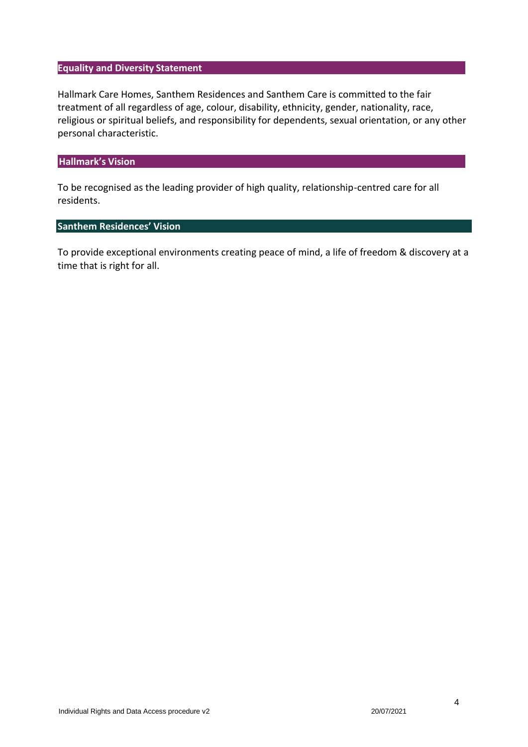## Equality and Diversity Statement

Hallmark Care Homes, Santhem Residences and Santhem Care is committed to the fair treatment of all regardless of age, colour, disability, ethnicity, gender, nationality, race, religious or spiritual beliefs, and responsibility for dependents, sexual orientation, or any other personal characteristic.

## Hallmark's Vision

To be recognised as the leading provider of high quality, relationship-centred care for all residents.

## Santhem Residences' Vision

To provide exceptional environments creating peace of mind, a life of freedom & discovery at a time that is right for all.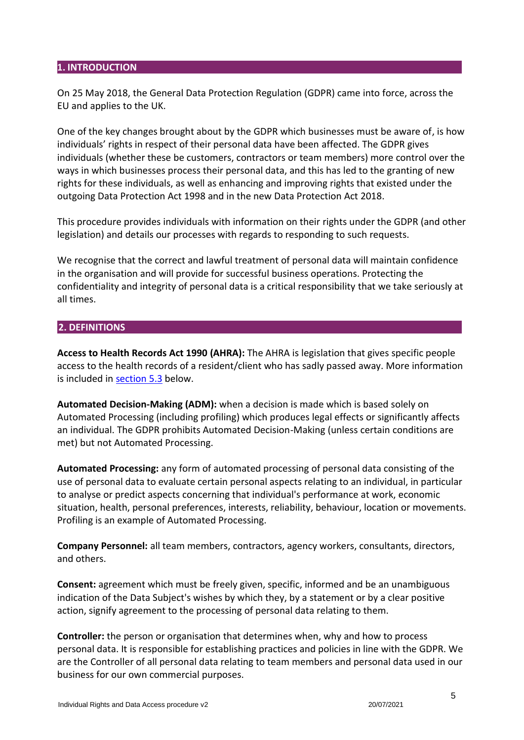## 1. INTRODUCTION

On 25 May 2018, the General Data Protection Regulation (GDPR) came into force, across the EU and applies to the UK.

One of the key changes brought about by the GDPR which businesses must be aware of, is how individuals' rights in respect of their personal data have been affected. The GDPR gives individuals (whether these be customers, contractors or team members) more control over the ways in which businesses process their personal data, and this has led to the granting of new rights for these individuals, as well as enhancing and improving rights that existed under the outgoing Data Protection Act 1998 and in the new Data Protection Act 2018.

This procedure provides individuals with information on their rights under the GDPR (and other legislation) and details our processes with regards to responding to such requests.

We recognise that the correct and lawful treatment of personal data will maintain confidence in the organisation and will provide for successful business operations. Protecting the confidentiality and integrity of personal data is a critical responsibility that we take seriously at all times.

## 2. DEFINITIONS

**Access to Health Records Act 1990 (AHRA):** The AHRA is legislation that gives specific people access to the health records of a resident/client who has sadly passed away. More information is included in section 5.3 below.

**Automated Decision-Making (ADM):** when a decision is made which is based solely on Automated Processing (including profiling) which produces legal effects or significantly affects an individual. The GDPR prohibits Automated Decision-Making (unless certain conditions are met) but not Automated Processing.

**Automated Processing:** any form of automated processing of personal data consisting of the use of personal data to evaluate certain personal aspects relating to an individual, in particular to analyse or predict aspects concerning that individual's performance at work, economic situation, health, personal preferences, interests, reliability, behaviour, location or movements. Profiling is an example of Automated Processing.

**Company Personnel:** all team members, contractors, agency workers, consultants, directors, and others.

**Consent:** agreement which must be freely given, specific, informed and be an unambiguous indication of the Data Subject's wishes by which they, by a statement or by a clear positive action, signify agreement to the processing of personal data relating to them.

**Controller:** the person or organisation that determines when, why and how to process personal data. It is responsible for establishing practices and policies in line with the GDPR. We are the Controller of all personal data relating to team members and personal data used in our business for our own commercial purposes.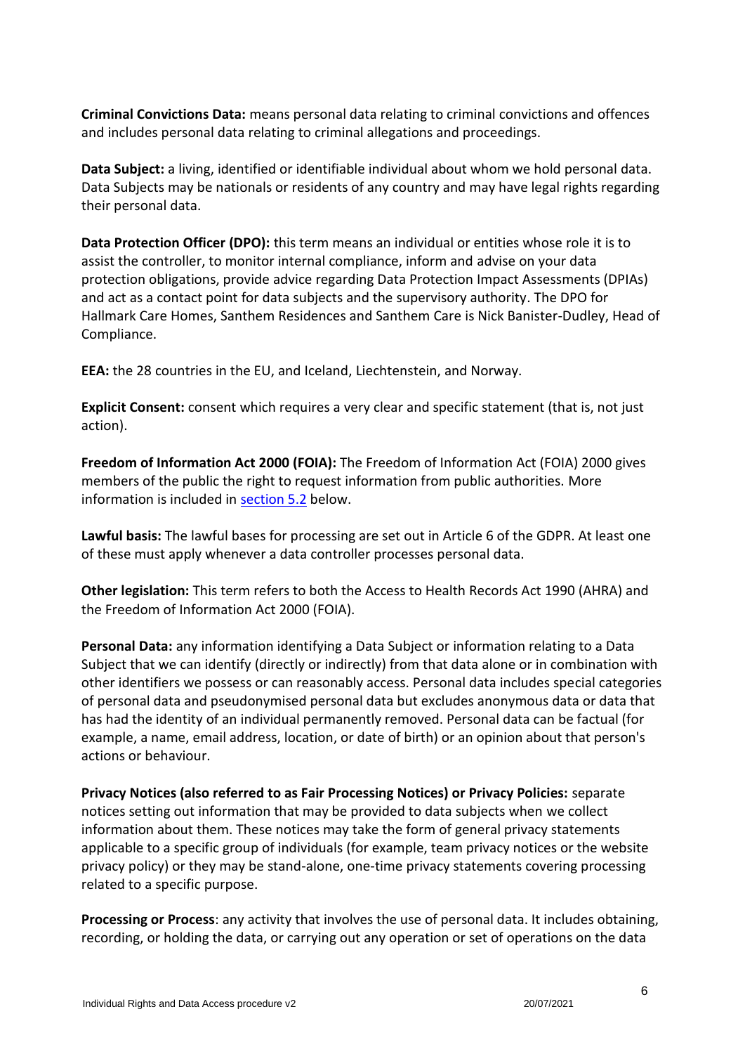**Criminal Convictions Data:** means personal data relating to criminal convictions and offences and includes personal data relating to criminal allegations and proceedings.

**Data Subject:** a living, identified or identifiable individual about whom we hold personal data. Data Subjects may be nationals or residents of any country and may have legal rights regarding their personal data.

**Data Protection Officer (DPO):** this term means an individual or entities whose role it is to assist the controller, to monitor internal compliance, inform and advise on your data protection obligations, provide advice regarding Data Protection Impact Assessments (DPIAs) and act as a contact point for data subjects and the supervisory authority. The DPO for Hallmark Care Homes, Santhem Residences and Santhem Care is Nick Banister-Dudley, Head of Compliance.

**EEA:** the 28 countries in the EU, and Iceland, Liechtenstein, and Norway.

**Explicit Consent:** consent which requires a very clear and specific statement (that is, not just action).

**Freedom of Information Act 2000 (FOIA):** The Freedom of Information Act (FOIA) 2000 gives members of the public the right to request information from public authorities. More information is included in section 5.2 below.

**Lawful basis:** The lawful bases for processing are set out in Article 6 of the GDPR. At least one of these must apply whenever a data controller processes personal data.

**Other legislation:** This term refers to both the Access to Health Records Act 1990 (AHRA) and the Freedom of Information Act 2000 (FOIA).

**Personal Data:** any information identifying a Data Subject or information relating to a Data Subject that we can identify (directly or indirectly) from that data alone or in combination with other identifiers we possess or can reasonably access. Personal data includes special categories of personal data and pseudonymised personal data but excludes anonymous data or data that has had the identity of an individual permanently removed. Personal data can be factual (for example, a name, email address, location, or date of birth) or an opinion about that person's actions or behaviour.

**Privacy Notices (also referred to as Fair Processing Notices) or Privacy Policies:** separate notices setting out information that may be provided to data subjects when we collect information about them. These notices may take the form of general privacy statements applicable to a specific group of individuals (for example, team privacy notices or the website privacy policy) or they may be stand-alone, one-time privacy statements covering processing related to a specific purpose.

**Processing or Process**: any activity that involves the use of personal data. It includes obtaining, recording, or holding the data, or carrying out any operation or set of operations on the data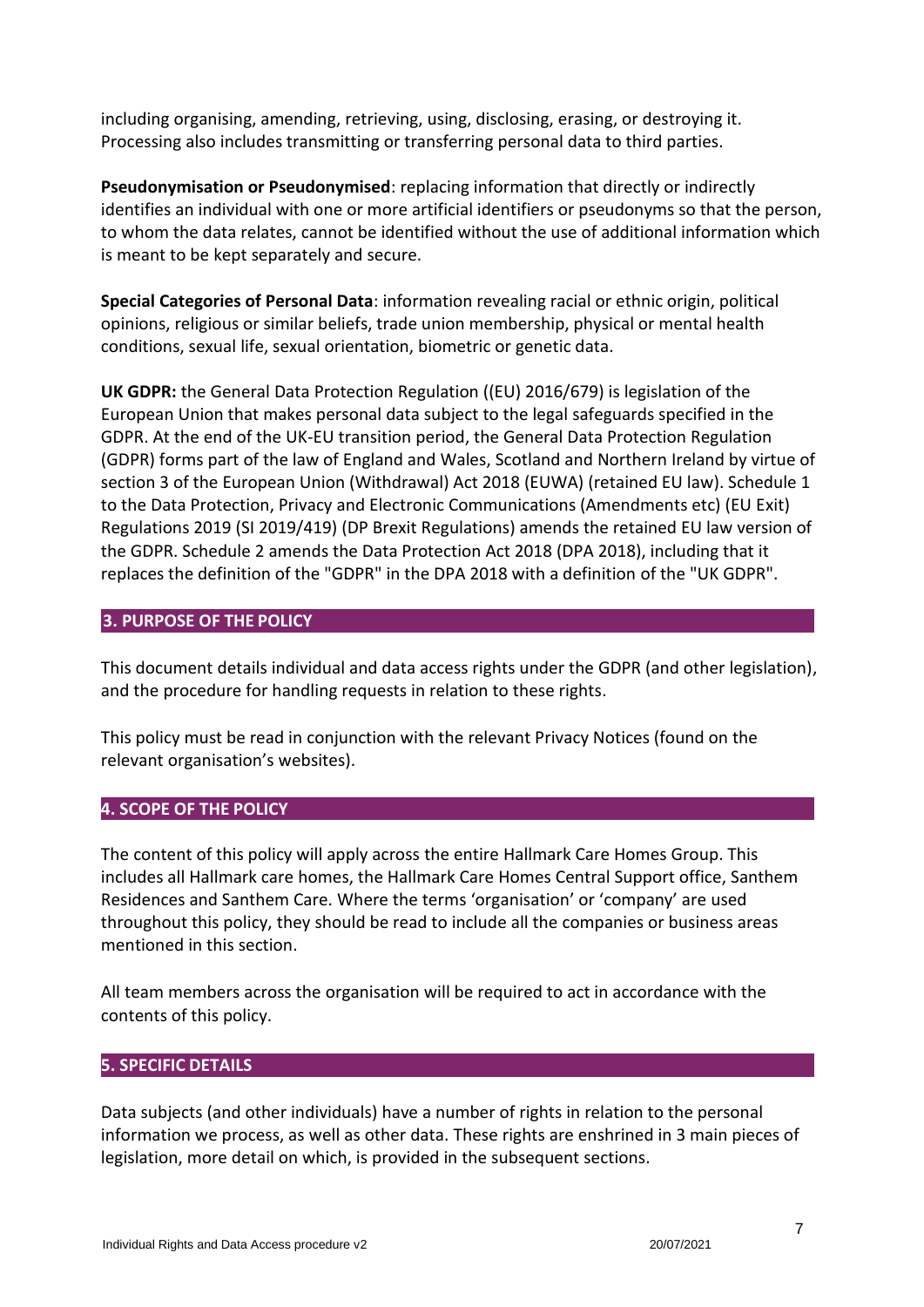including organising, amending, retrieving, using, disclosing, erasing, or destroying it. Processing also includes transmitting or transferring personal data to third parties.

**Pseudonymisation or Pseudonymised**: replacing information that directly or indirectly identifies an individual with one or more artificial identifiers or pseudonyms so that the person, to whom the data relates, cannot be identified without the use of additional information which is meant to be kept separately and secure.

**Special Categories of Personal Data**: information revealing racial or ethnic origin, political opinions, religious or similar beliefs, trade union membership, physical or mental health conditions, sexual life, sexual orientation, biometric or genetic data.

**UK GDPR:** the General Data Protection Regulation ((EU) 2016/679) is legislation of the European Union that makes personal data subject to the legal safeguards specified in the GDPR. At the end of the UK-EU transition period, the General Data Protection Regulation (GDPR) forms part of the law of England and Wales, Scotland and Northern Ireland by virtue of section 3 of the European Union (Withdrawal) Act 2018 (EUWA) (retained EU law). Schedule 1 to the Data Protection, Privacy and Electronic Communications (Amendments etc) (EU Exit) Regulations 2019 (SI 2019/419) (DP Brexit Regulations) amends the retained EU law version of the GDPR. Schedule 2 amends the Data Protection Act 2018 (DPA 2018), including that it replaces the definition of the "GDPR" in the DPA 2018 with a definition of the "UK GDPR".

## 3. PURPOSE OF THE POLICY

This document details individual and data access rights under the GDPR (and other legislation), and the procedure for handling requests in relation to these rights.

This policy must be read in conjunction with the relevant Privacy Notices (found on the relevant organisation's websites).

## 4. SCOPE OF THE POLICY

The content of this policy will apply across the entire Hallmark Care Homes Group. This includes all Hallmark care homes, the Hallmark Care Homes Central Support office, Santhem Residences and Santhem Care. Where the terms 'organisation' or 'company' are used throughout this policy, they should be read to include all the companies or business areas mentioned in this section.

All team members across the organisation will be required to act in accordance with the contents of this policy.

## 5. SPECIFIC DETAILS

Data subjects (and other individuals) have a number of rights in relation to the personal information we process, as well as other data. These rights are enshrined in 3 main pieces of legislation, more detail on which, is provided in the subsequent sections.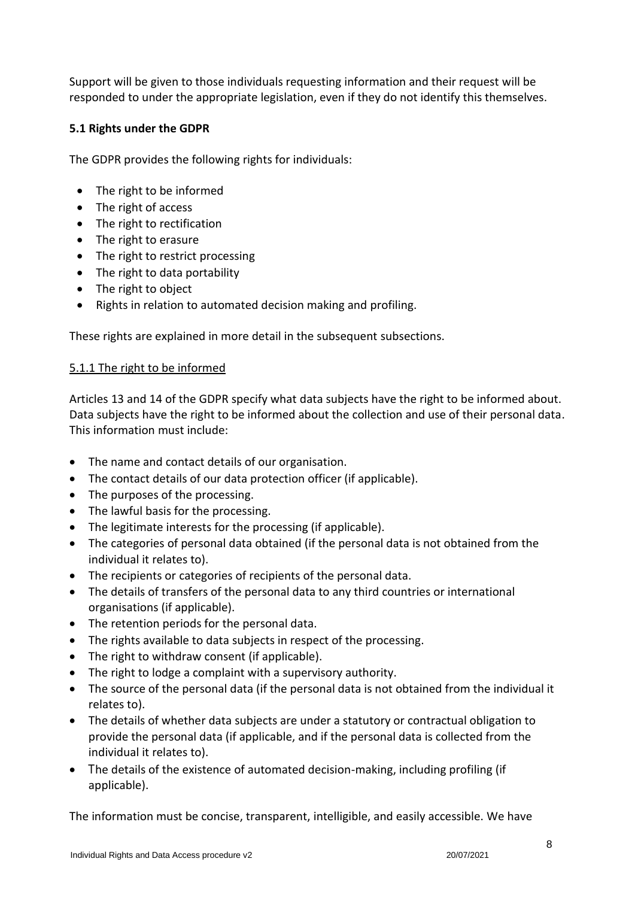Support will be given to those individuals requesting information and their request will be responded to under the appropriate legislation, even if they do not identify this themselves.

**5.1 Rights under the GDPR**

The GDPR provides the following rights for individuals:

- The right to be informed
- The right of access
- The right to rectification
- The right to erasure
- The right to restrict processing
- The right to data portability
- The right to object
- Rights in relation to automated decision making and profiling.

These rights are explained in more detail in the subsequent subsections.

5.1.1 The right to be informed

Articles 13 and 14 of the GDPR specify what data subjects have the right to be informed about. Data subjects have the right to be informed about the collection and use of their personal data. This information must include:

- The name and contact details of our organisation.
- The contact details of our data protection officer (if applicable).
- The purposes of the processing.
- The lawful basis for the processing.
- The legitimate interests for the processing (if applicable).
- The categories of personal data obtained (if the personal data is not obtained from the individual it relates to).
- The recipients or categories of recipients of the personal data.
- The details of transfers of the personal data to any third countries or international organisations (if applicable).
- The retention periods for the personal data.
- The rights available to data subjects in respect of the processing.
- The right to withdraw consent (if applicable).
- The right to lodge a complaint with a supervisory authority.
- The source of the personal data (if the personal data is not obtained from the individual it relates to).
- The details of whether data subjects are under a statutory or contractual obligation to provide the personal data (if applicable, and if the personal data is collected from the individual it relates to).
- The details of the existence of automated decision-making, including profiling (if applicable).

The information must be concise, transparent, intelligible, and easily accessible. We have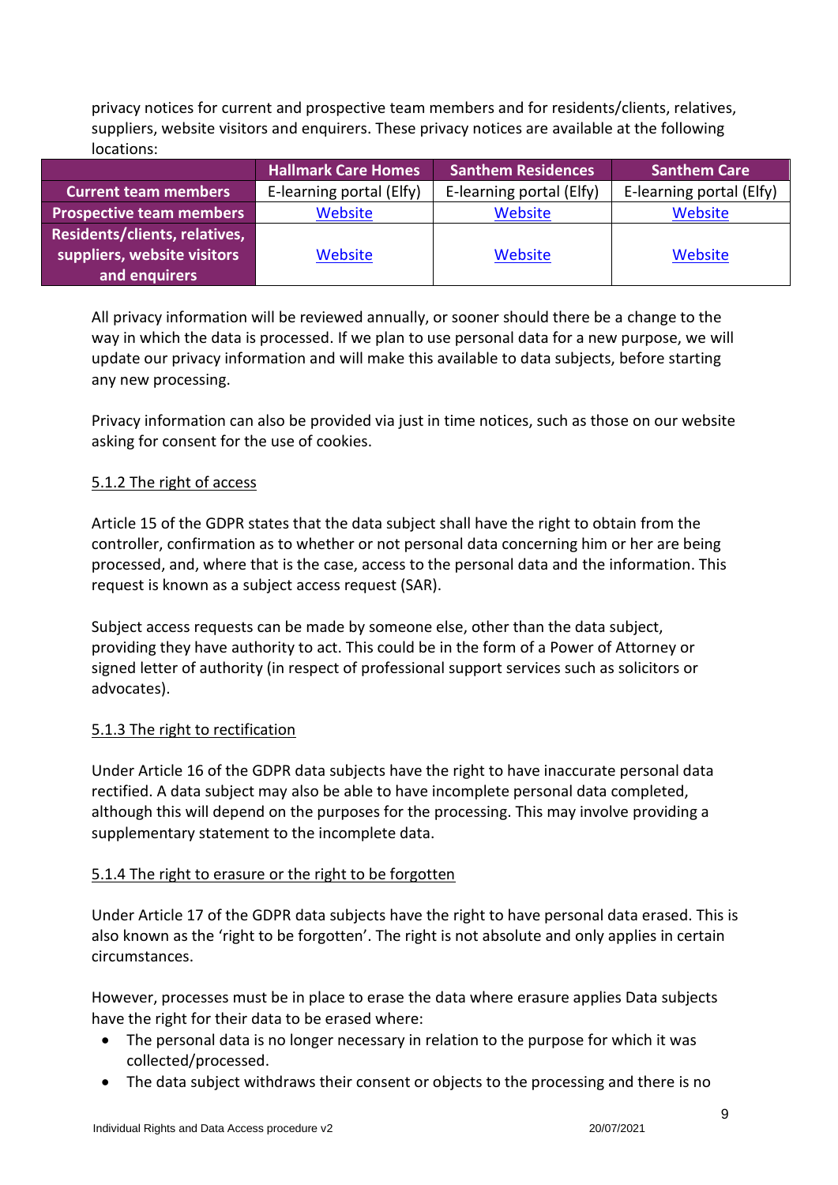privacy notices for current and prospective team members and for residents/clients, relatives, suppliers, website visitors and enquirers. These privacy notices are available at the following locations:

| | Hallmark Care Homes | Santhem Residences | Santhem Care |
|---|---|---|---|
| **Current team members** | E-learning portal (Elfy) | E-learning portal (Elfy) | E-learning portal (Elfy) |
| **Prospective team members** | Website | Website | Website |
| **Residents/clients, relatives, suppliers, website visitors and enquirers** | Website | Website | Website |

All privacy information will be reviewed annually, or sooner should there be a change to the way in which the data is processed. If we plan to use personal data for a new purpose, we will update our privacy information and will make this available to data subjects, before starting any new processing.

Privacy information can also be provided via just in time notices, such as those on our website asking for consent for the use of cookies.

#### 5.1.2 The right of access

Article 15 of the GDPR states that the data subject shall have the right to obtain from the controller, confirmation as to whether or not personal data concerning him or her are being processed, and, where that is the case, access to the personal data and the information. This request is known as a subject access request (SAR).

Subject access requests can be made by someone else, other than the data subject, providing they have authority to act. This could be in the form of a Power of Attorney or signed letter of authority (in respect of professional support services such as solicitors or advocates).

#### 5.1.3 The right to rectification

Under Article 16 of the GDPR data subjects have the right to have inaccurate personal data rectified. A data subject may also be able to have incomplete personal data completed, although this will depend on the purposes for the processing. This may involve providing a supplementary statement to the incomplete data.

#### 5.1.4 The right to erasure or the right to be forgotten

Under Article 17 of the GDPR data subjects have the right to have personal data erased. This is also known as the 'right to be forgotten'. The right is not absolute and only applies in certain circumstances.

However, processes must be in place to erase the data where erasure applies Data subjects have the right for their data to be erased where:

- The personal data is no longer necessary in relation to the purpose for which it was collected/processed.
- The data subject withdraws their consent or objects to the processing and there is no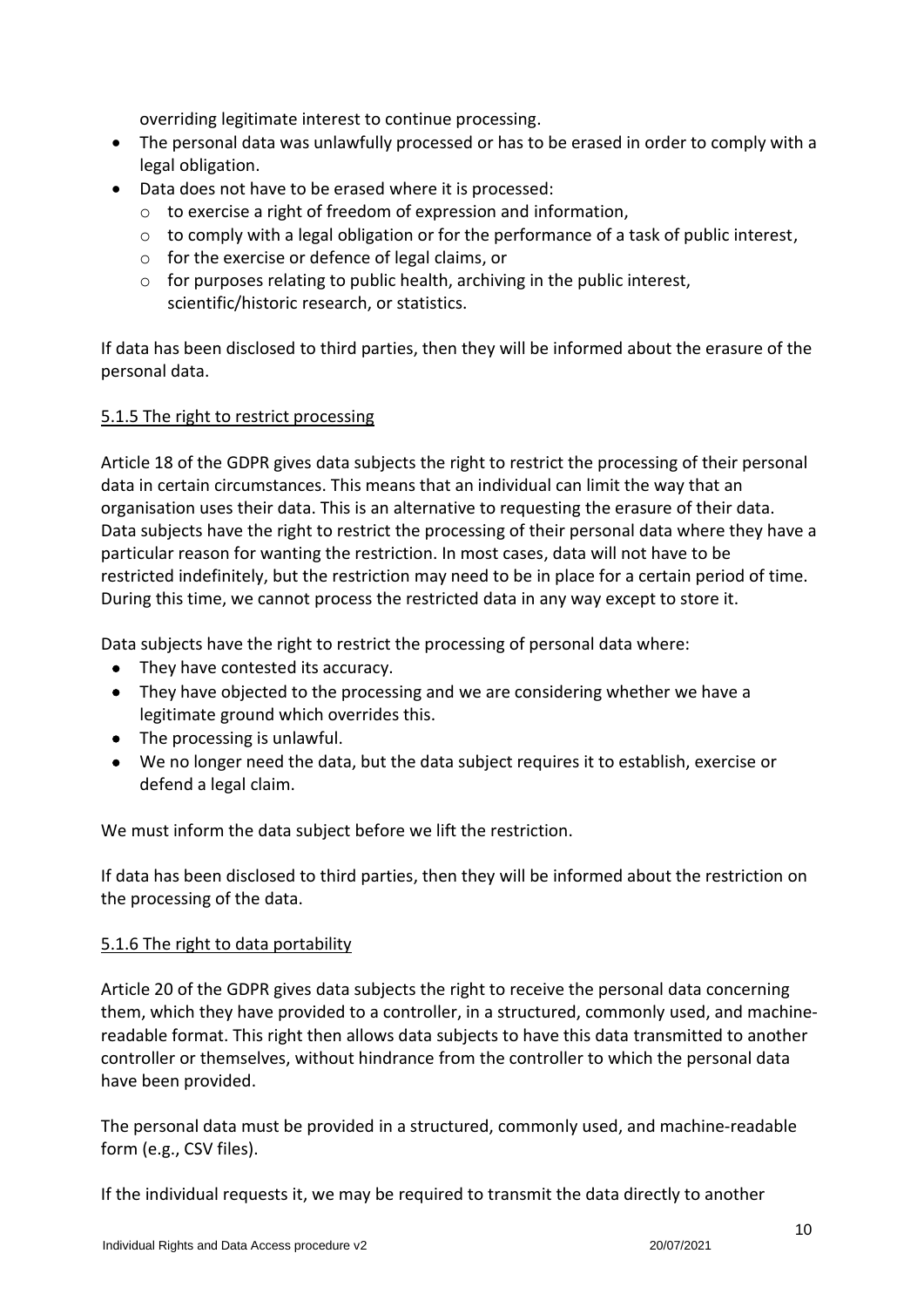overriding legitimate interest to continue processing.

- The personal data was unlawfully processed or has to be erased in order to comply with a legal obligation.
- Data does not have to be erased where it is processed:
    - to exercise a right of freedom of expression and information,
    - to comply with a legal obligation or for the performance of a task of public interest,
    - for the exercise or defence of legal claims, or
    - for purposes relating to public health, archiving in the public interest, scientific/historic research, or statistics.

If data has been disclosed to third parties, then they will be informed about the erasure of the personal data.

#### 5.1.5 The right to restrict processing

Article 18 of the GDPR gives data subjects the right to restrict the processing of their personal data in certain circumstances. This means that an individual can limit the way that an organisation uses their data. This is an alternative to requesting the erasure of their data. Data subjects have the right to restrict the processing of their personal data where they have a particular reason for wanting the restriction. In most cases, data will not have to be restricted indefinitely, but the restriction may need to be in place for a certain period of time. During this time, we cannot process the restricted data in any way except to store it.

Data subjects have the right to restrict the processing of personal data where:

- They have contested its accuracy.
- They have objected to the processing and we are considering whether we have a legitimate ground which overrides this.
- The processing is unlawful.
- We no longer need the data, but the data subject requires it to establish, exercise or defend a legal claim.

We must inform the data subject before we lift the restriction.

If data has been disclosed to third parties, then they will be informed about the restriction on the processing of the data.

#### 5.1.6 The right to data portability

Article 20 of the GDPR gives data subjects the right to receive the personal data concerning them, which they have provided to a controller, in a structured, commonly used, and machine-readable format. This right then allows data subjects to have this data transmitted to another controller or themselves, without hindrance from the controller to which the personal data have been provided.

The personal data must be provided in a structured, commonly used, and machine-readable form (e.g., CSV files).

If the individual requests it, we may be required to transmit the data directly to another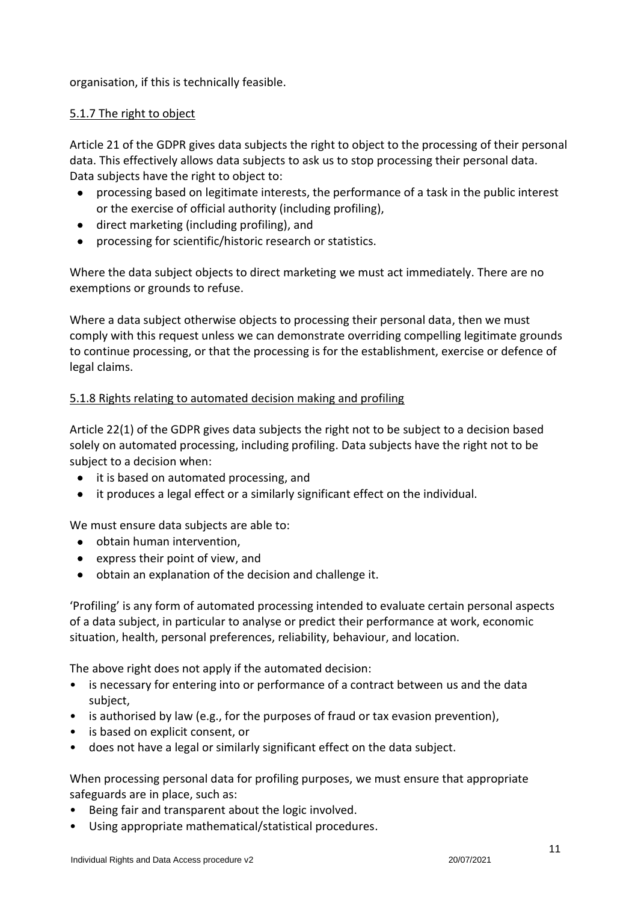organisation, if this is technically feasible.

<u>5.1.7 The right to object</u>

Article 21 of the GDPR gives data subjects the right to object to the processing of their personal data. This effectively allows data subjects to ask us to stop processing their personal data. Data subjects have the right to object to:

- processing based on legitimate interests, the performance of a task in the public interest or the exercise of official authority (including profiling),
- direct marketing (including profiling), and
- processing for scientific/historic research or statistics.

Where the data subject objects to direct marketing we must act immediately. There are no exemptions or grounds to refuse.

Where a data subject otherwise objects to processing their personal data, then we must comply with this request unless we can demonstrate overriding compelling legitimate grounds to continue processing, or that the processing is for the establishment, exercise or defence of legal claims.

<u>5.1.8 Rights relating to automated decision making and profiling</u>

Article 22(1) of the GDPR gives data subjects the right not to be subject to a decision based solely on automated processing, including profiling. Data subjects have the right not to be subject to a decision when:

- it is based on automated processing, and
- it produces a legal effect or a similarly significant effect on the individual.

We must ensure data subjects are able to:

- obtain human intervention,
- express their point of view, and
- obtain an explanation of the decision and challenge it.

'Profiling' is any form of automated processing intended to evaluate certain personal aspects of a data subject, in particular to analyse or predict their performance at work, economic situation, health, personal preferences, reliability, behaviour, and location.

The above right does not apply if the automated decision:

- is necessary for entering into or performance of a contract between us and the data subject,
- is authorised by law (e.g., for the purposes of fraud or tax evasion prevention),
- is based on explicit consent, or
- does not have a legal or similarly significant effect on the data subject.

When processing personal data for profiling purposes, we must ensure that appropriate safeguards are in place, such as:

- Being fair and transparent about the logic involved.
- Using appropriate mathematical/statistical procedures.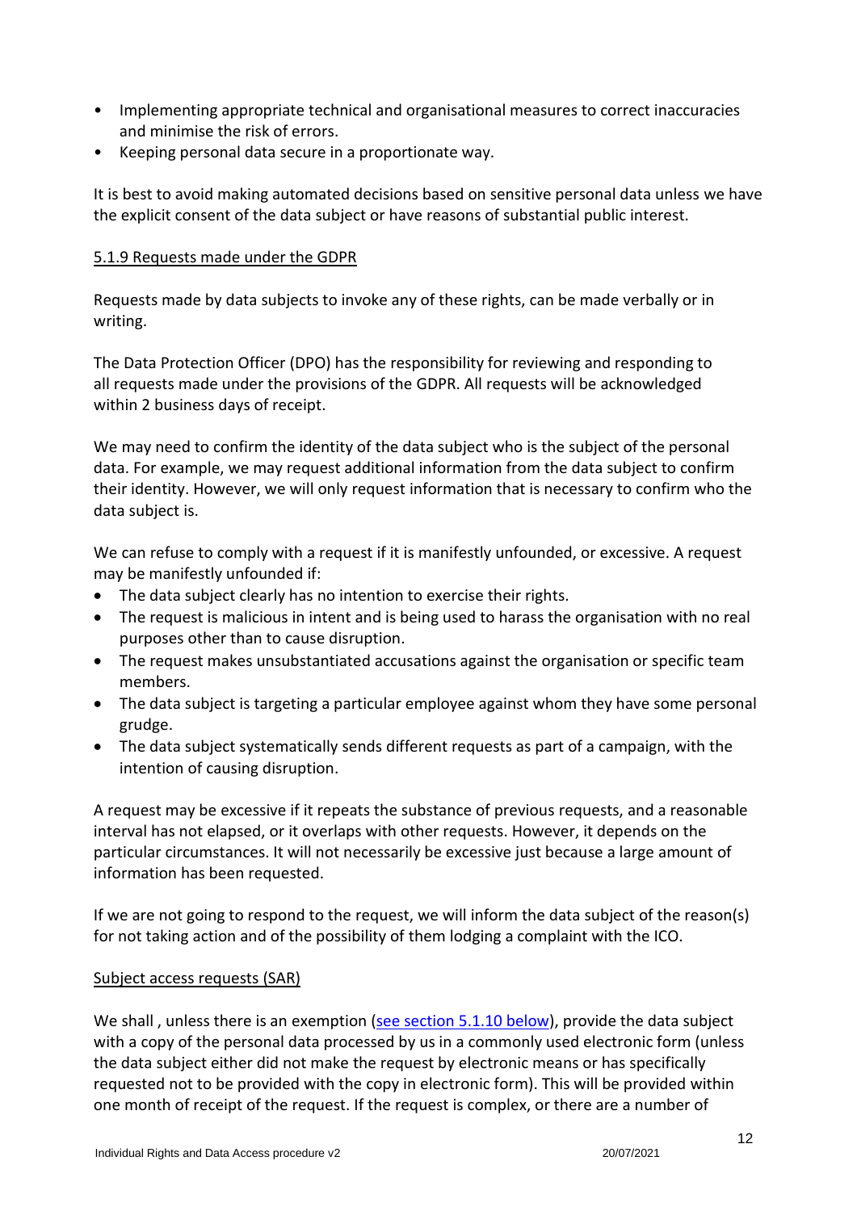- Implementing appropriate technical and organisational measures to correct inaccuracies and minimise the risk of errors.
- Keeping personal data secure in a proportionate way.

It is best to avoid making automated decisions based on sensitive personal data unless we have the explicit consent of the data subject or have reasons of substantial public interest.

#### 5.1.9 Requests made under the GDPR

Requests made by data subjects to invoke any of these rights, can be made verbally or in writing.

The Data Protection Officer (DPO) has the responsibility for reviewing and responding to all requests made under the provisions of the GDPR. All requests will be acknowledged within 2 business days of receipt.

We may need to confirm the identity of the data subject who is the subject of the personal data. For example, we may request additional information from the data subject to confirm their identity. However, we will only request information that is necessary to confirm who the data subject is.

We can refuse to comply with a request if it is manifestly unfounded, or excessive. A request may be manifestly unfounded if:

- The data subject clearly has no intention to exercise their rights.
- The request is malicious in intent and is being used to harass the organisation with no real purposes other than to cause disruption.
- The request makes unsubstantiated accusations against the organisation or specific team members.
- The data subject is targeting a particular employee against whom they have some personal grudge.
- The data subject systematically sends different requests as part of a campaign, with the intention of causing disruption.

A request may be excessive if it repeats the substance of previous requests, and a reasonable interval has not elapsed, or it overlaps with other requests. However, it depends on the particular circumstances. It will not necessarily be excessive just because a large amount of information has been requested.

If we are not going to respond to the request, we will inform the data subject of the reason(s) for not taking action and of the possibility of them lodging a complaint with the ICO.

#### Subject access requests (SAR)

We shall , unless there is an exemption (see section 5.1.10 below), provide the data subject with a copy of the personal data processed by us in a commonly used electronic form (unless the data subject either did not make the request by electronic means or has specifically requested not to be provided with the copy in electronic form). This will be provided within one month of receipt of the request. If the request is complex, or there are a number of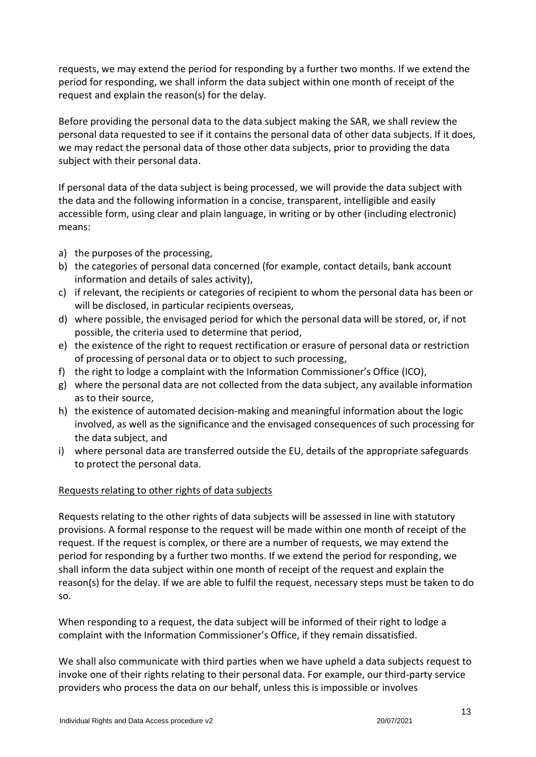requests, we may extend the period for responding by a further two months. If we extend the period for responding, we shall inform the data subject within one month of receipt of the request and explain the reason(s) for the delay.

Before providing the personal data to the data subject making the SAR, we shall review the personal data requested to see if it contains the personal data of other data subjects. If it does, we may redact the personal data of those other data subjects, prior to providing the data subject with their personal data.

If personal data of the data subject is being processed, we will provide the data subject with the data and the following information in a concise, transparent, intelligible and easily accessible form, using clear and plain language, in writing or by other (including electronic) means:

a) the purposes of the processing,
b) the categories of personal data concerned (for example, contact details, bank account information and details of sales activity),
c) if relevant, the recipients or categories of recipient to whom the personal data has been or will be disclosed, in particular recipients overseas,
d) where possible, the envisaged period for which the personal data will be stored, or, if not possible, the criteria used to determine that period,
e) the existence of the right to request rectification or erasure of personal data or restriction of processing of personal data or to object to such processing,
f) the right to lodge a complaint with the Information Commissioner's Office (ICO),
g) where the personal data are not collected from the data subject, any available information as to their source,
h) the existence of automated decision-making and meaningful information about the logic involved, as well as the significance and the envisaged consequences of such processing for the data subject, and
i) where personal data are transferred outside the EU, details of the appropriate safeguards to protect the personal data.

<u>Requests relating to other rights of data subjects</u>

Requests relating to the other rights of data subjects will be assessed in line with statutory provisions. A formal response to the request will be made within one month of receipt of the request. If the request is complex, or there are a number of requests, we may extend the period for responding by a further two months. If we extend the period for responding, we shall inform the data subject within one month of receipt of the request and explain the reason(s) for the delay. If we are able to fulfil the request, necessary steps must be taken to do so.

When responding to a request, the data subject will be informed of their right to lodge a complaint with the Information Commissioner's Office, if they remain dissatisfied.

We shall also communicate with third parties when we have upheld a data subjects request to invoke one of their rights relating to their personal data. For example, our third-party service providers who process the data on our behalf, unless this is impossible or involves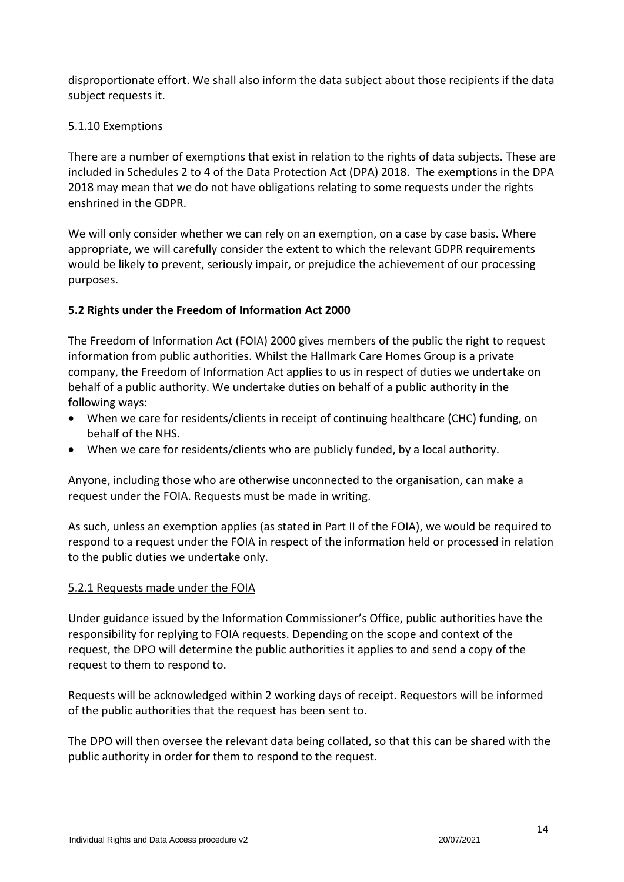disproportionate effort. We shall also inform the data subject about those recipients if the data subject requests it.

5.1.10 Exemptions

There are a number of exemptions that exist in relation to the rights of data subjects. These are included in Schedules 2 to 4 of the Data Protection Act (DPA) 2018. The exemptions in the DPA 2018 may mean that we do not have obligations relating to some requests under the rights enshrined in the GDPR.

We will only consider whether we can rely on an exemption, on a case by case basis. Where appropriate, we will carefully consider the extent to which the relevant GDPR requirements would be likely to prevent, seriously impair, or prejudice the achievement of our processing purposes.

### 5.2 Rights under the Freedom of Information Act 2000

The Freedom of Information Act (FOIA) 2000 gives members of the public the right to request information from public authorities. Whilst the Hallmark Care Homes Group is a private company, the Freedom of Information Act applies to us in respect of duties we undertake on behalf of a public authority. We undertake duties on behalf of a public authority in the following ways:

- When we care for residents/clients in receipt of continuing healthcare (CHC) funding, on behalf of the NHS.
- When we care for residents/clients who are publicly funded, by a local authority.

Anyone, including those who are otherwise unconnected to the organisation, can make a request under the FOIA. Requests must be made in writing.

As such, unless an exemption applies (as stated in Part II of the FOIA), we would be required to respond to a request under the FOIA in respect of the information held or processed in relation to the public duties we undertake only.

5.2.1 Requests made under the FOIA

Under guidance issued by the Information Commissioner's Office, public authorities have the responsibility for replying to FOIA requests. Depending on the scope and context of the request, the DPO will determine the public authorities it applies to and send a copy of the request to them to respond to.

Requests will be acknowledged within 2 working days of receipt. Requestors will be informed of the public authorities that the request has been sent to.

The DPO will then oversee the relevant data being collated, so that this can be shared with the public authority in order for them to respond to the request.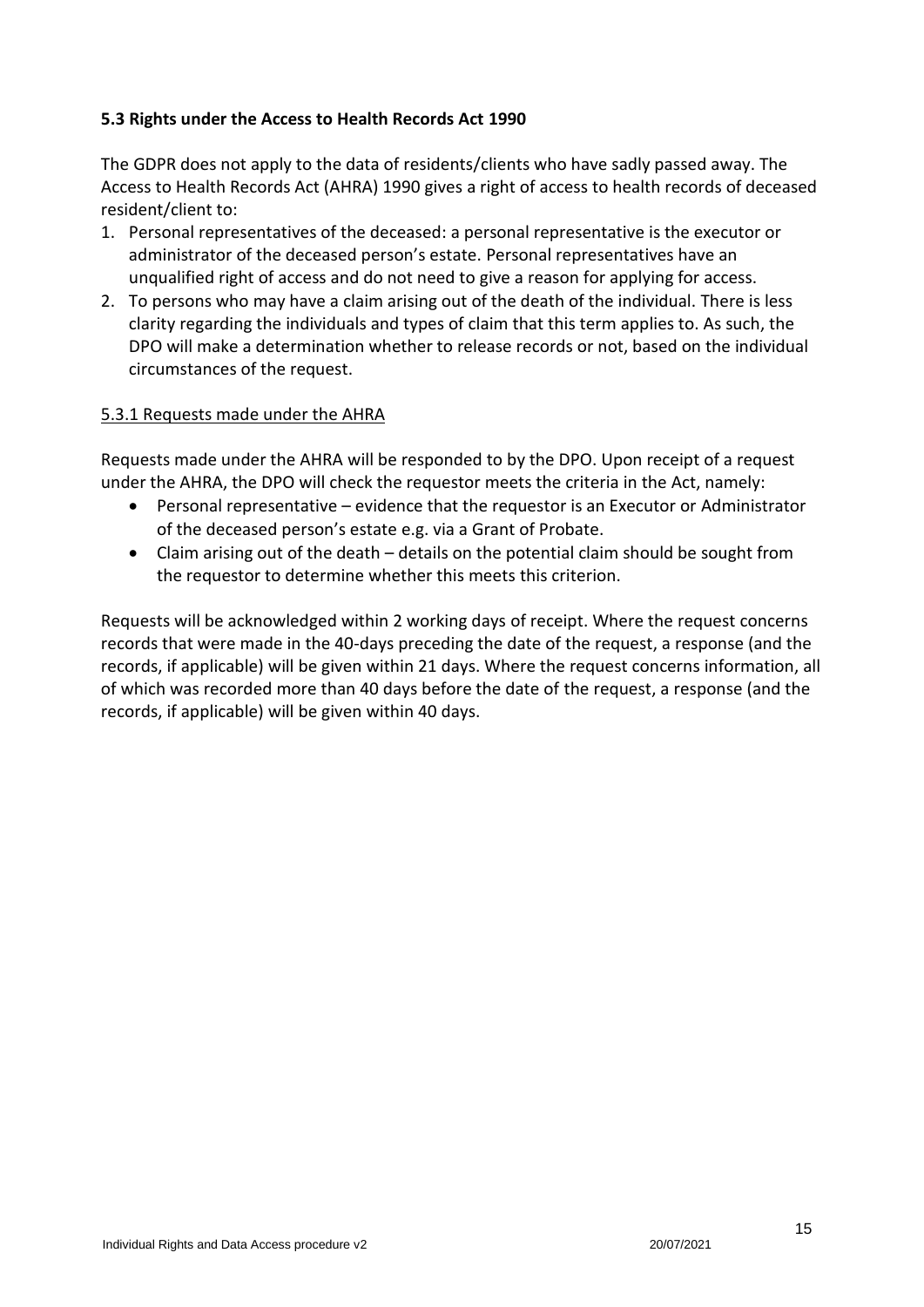### 5.3 Rights under the Access to Health Records Act 1990

The GDPR does not apply to the data of residents/clients who have sadly passed away. The Access to Health Records Act (AHRA) 1990 gives a right of access to health records of deceased resident/client to:

1. Personal representatives of the deceased: a personal representative is the executor or administrator of the deceased person's estate. Personal representatives have an unqualified right of access and do not need to give a reason for applying for access.
2. To persons who may have a claim arising out of the death of the individual. There is less clarity regarding the individuals and types of claim that this term applies to. As such, the DPO will make a determination whether to release records or not, based on the individual circumstances of the request.

#### 5.3.1 Requests made under the AHRA

Requests made under the AHRA will be responded to by the DPO. Upon receipt of a request under the AHRA, the DPO will check the requestor meets the criteria in the Act, namely:

- Personal representative – evidence that the requestor is an Executor or Administrator of the deceased person's estate e.g. via a Grant of Probate.
- Claim arising out of the death – details on the potential claim should be sought from the requestor to determine whether this meets this criterion.

Requests will be acknowledged within 2 working days of receipt. Where the request concerns records that were made in the 40-days preceding the date of the request, a response (and the records, if applicable) will be given within 21 days. Where the request concerns information, all of which was recorded more than 40 days before the date of the request, a response (and the records, if applicable) will be given within 40 days.